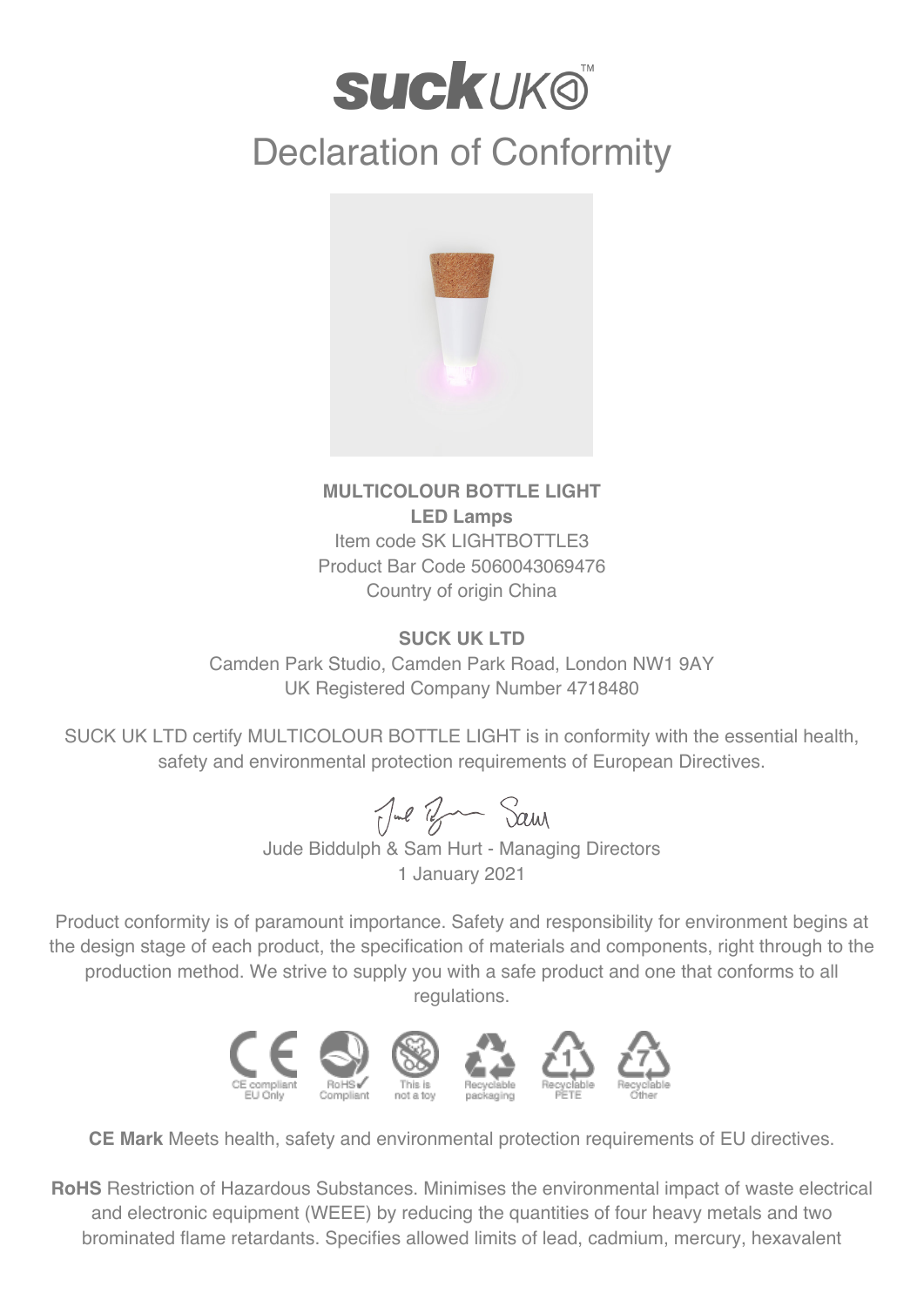# suck UK™

# Declaration of Conformity

**MULTICOLOUR BOTTLE LIGHT**
**LED Lamps**
Item code SK LIGHTBOTTLE3
Product Bar Code 5060043069476
Country of origin China

**SUCK UK LTD**
Camden Park Studio, Camden Park Road, London NW1 9AY
UK Registered Company Number 4718480

SUCK UK LTD certify MULTICOLOUR BOTTLE LIGHT is in conformity with the essential health, safety and environmental protection requirements of European Directives.

Jude Biddulph & Sam Hurt - Managing Directors
1 January 2021

Product conformity is of paramount importance. Safety and responsibility for environment begins at the design stage of each product, the specification of materials and components, right through to the production method. We strive to supply you with a safe product and one that conforms to all regulations.

CE compliant EU Only | RoHS Compliant | This is not a toy | Recyclable packaging | Recyclable PETE | Recyclable Other

**CE Mark** Meets health, safety and environmental protection requirements of EU directives.

**RoHS** Restriction of Hazardous Substances. Minimises the environmental impact of waste electrical and electronic equipment (WEEE) by reducing the quantities of four heavy metals and two brominated flame retardants. Specifies allowed limits of lead, cadmium, mercury, hexavalent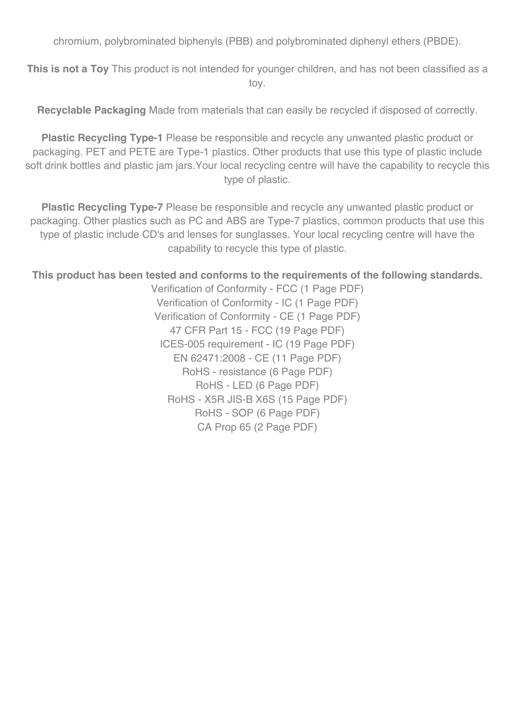chromium, polybrominated biphenyls (PBB) and polybrominated diphenyl ethers (PBDE).

**This is not a Toy** This product is not intended for younger children, and has not been classified as a toy.

**Recyclable Packaging** Made from materials that can easily be recycled if disposed of correctly.

**Plastic Recycling Type-1** Please be responsible and recycle any unwanted plastic product or packaging. PET and PETE are Type-1 plastics. Other products that use this type of plastic include soft drink bottles and plastic jam jars.Your local recycling centre will have the capability to recycle this type of plastic.

**Plastic Recycling Type-7** Please be responsible and recycle any unwanted plastic product or packaging. Other plastics such as PC and ABS are Type-7 plastics, common products that use this type of plastic include CD's and lenses for sunglasses. Your local recycling centre will have the capability to recycle this type of plastic.

**This product has been tested and conforms to the requirements of the following standards.**

Verification of Conformity - FCC (1 Page PDF)
Verification of Conformity - IC (1 Page PDF)
Verification of Conformity - CE (1 Page PDF)
47 CFR Part 15 - FCC (19 Page PDF)
ICES-005 requirement - IC (19 Page PDF)
EN 62471:2008 - CE (11 Page PDF)
RoHS - resistance (6 Page PDF)
RoHS - LED (6 Page PDF)
RoHS - X5R JIS-B X6S (15 Page PDF)
RoHS - SOP (6 Page PDF)
CA Prop 65 (2 Page PDF)